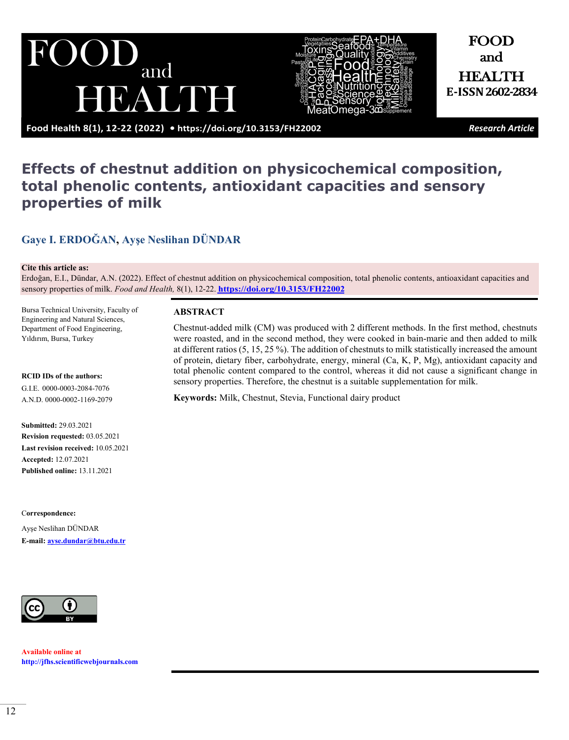# Effects of chestnut addition on physicochemical composition, total phenolic contents, antioxidant capacities and sensory properties of milk

**Gaye I. ERDOĞAN, Ayşe Neslihan DÜNDAR**

**Cite this article as:**
Erdoğan, E.I., Dündar, A.N. (2022). Effect of chestnut addition on physicochemical composition, total phenolic contents, antioaxidant capacities and sensory properties of milk. *Food and Health,* 8(1), 12-22. https://doi.org/10.3153/FH22002

Bursa Technical University, Faculty of Engineering and Natural Sciences, Department of Food Engineering, Yıldırım, Bursa, Turkey

**RCID IDs of the authors:**
G.I.E. 0000-0003-2084-7076
A.N.D. 0000-0002-1169-2079

**Submitted:** 29.03.2021
**Revision requested:** 03.05.2021
**Last revision received:** 10.05.2021
**Accepted:** 12.07.2021
**Published online:** 13.11.2021

**Correspondence:**
Ayşe Neslihan DÜNDAR
**E-mail:** ayse.dundar@btu.edu.tr

**Available online at**
http://jfhs.scientificwebjournals.com

## ABSTRACT

Chestnut-added milk (CM) was produced with 2 different methods. In the first method, chestnuts were roasted, and in the second method, they were cooked in bain-marie and then added to milk at different ratios (5, 15, 25 %). The addition of chestnuts to milk statistically increased the amount of protein, dietary fiber, carbohydrate, energy, mineral (Ca, K, P, Mg), antioxidant capacity and total phenolic content compared to the control, whereas it did not cause a significant change in sensory properties. Therefore, the chestnut is a suitable supplementation for milk.

**Keywords:** Milk, Chestnut, Stevia, Functional dairy product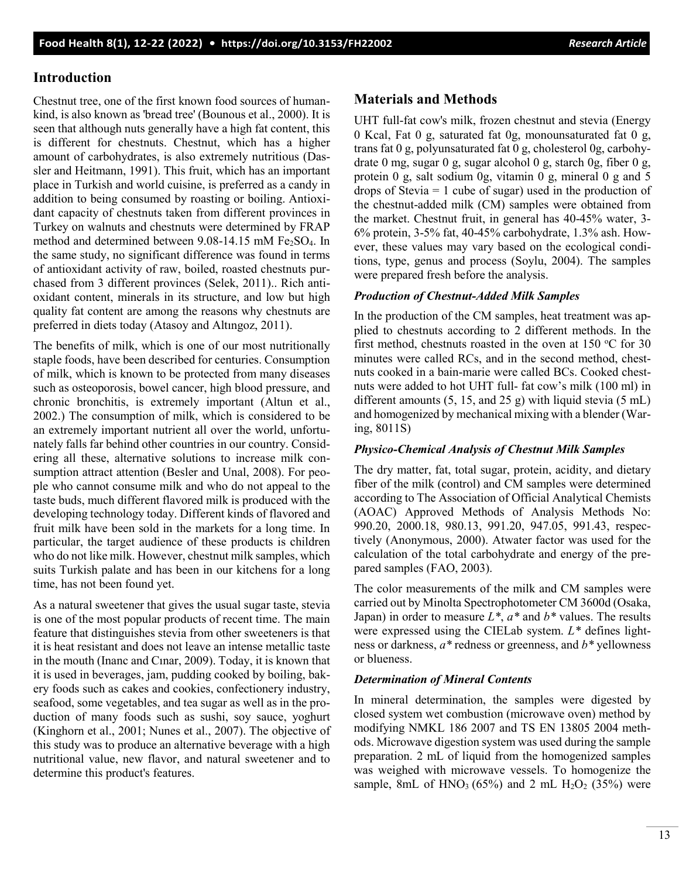## Introduction

Chestnut tree, one of the first known food sources of humankind, is also known as 'bread tree' (Bounous et al., 2000). It is seen that although nuts generally have a high fat content, this is different for chestnuts. Chestnut, which has a higher amount of carbohydrates, is also extremely nutritious (Dassler and Heitmann, 1991). This fruit, which has an important place in Turkish and world cuisine, is preferred as a candy in addition to being consumed by roasting or boiling. Antioxidant capacity of chestnuts taken from different provinces in Turkey on walnuts and chestnuts were determined by FRAP method and determined between 9.08-14.15 mM $Fe_2SO_4$. In the same study, no significant difference was found in terms of antioxidant activity of raw, boiled, roasted chestnuts purchased from 3 different provinces (Selek, 2011).. Rich antioxidant content, minerals in its structure, and low but high quality fat content are among the reasons why chestnuts are preferred in diets today (Atasoy and Altıngoz, 2011).

The benefits of milk, which is one of our most nutritionally staple foods, have been described for centuries. Consumption of milk, which is known to be protected from many diseases such as osteoporosis, bowel cancer, high blood pressure, and chronic bronchitis, is extremely important (Altun et al., 2002.) The consumption of milk, which is considered to be an extremely important nutrient all over the world, unfortunately falls far behind other countries in our country. Considering all these, alternative solutions to increase milk consumption attract attention (Besler and Unal, 2008). For people who cannot consume milk and who do not appeal to the taste buds, much different flavored milk is produced with the developing technology today. Different kinds of flavored and fruit milk have been sold in the markets for a long time. In particular, the target audience of these products is children who do not like milk. However, chestnut milk samples, which suits Turkish palate and has been in our kitchens for a long time, has not been found yet.

As a natural sweetener that gives the usual sugar taste, stevia is one of the most popular products of recent time. The main feature that distinguishes stevia from other sweeteners is that it is heat resistant and does not leave an intense metallic taste in the mouth (Inanc and Cınar, 2009). Today, it is known that it is used in beverages, jam, pudding cooked by boiling, bakery foods such as cakes and cookies, confectionery industry, seafood, some vegetables, and tea sugar as well as in the production of many foods such as sushi, soy sauce, yoghurt (Kinghorn et al., 2001; Nunes et al., 2007). The objective of this study was to produce an alternative beverage with a high nutritional value, new flavor, and natural sweetener and to determine this product's features.

## Materials and Methods

UHT full-fat cow's milk, frozen chestnut and stevia (Energy 0 Kcal, Fat 0 g, saturated fat 0g, monounsaturated fat 0 g, trans fat 0 g, polyunsaturated fat 0 g, cholesterol 0g, carbohydrate 0 mg, sugar 0 g, sugar alcohol 0 g, starch 0g, fiber 0 g, protein 0 g, salt sodium 0g, vitamin 0 g, mineral 0 g and 5 drops of Stevia = 1 cube of sugar) used in the production of the chestnut-added milk (CM) samples were obtained from the market. Chestnut fruit, in general has 40-45% water, 3-6% protein, 3-5% fat, 40-45% carbohydrate, 1.3% ash. However, these values may vary based on the ecological conditions, type, genus and process (Soylu, 2004). The samples were prepared fresh before the analysis.

### *Production of Chestnut-Added Milk Samples*

In the production of the CM samples, heat treatment was applied to chestnuts according to 2 different methods. In the first method, chestnuts roasted in the oven at 150 °C for 30 minutes were called RCs, and in the second method, chestnuts cooked in a bain-marie were called BCs. Cooked chestnuts were added to hot UHT full- fat cow's milk (100 ml) in different amounts (5, 15, and 25 g) with liquid stevia (5 mL) and homogenized by mechanical mixing with a blender (Waring, 8011S)

### *Physico-Chemical Analysis of Chestnut Milk Samples*

The dry matter, fat, total sugar, protein, acidity, and dietary fiber of the milk (control) and CM samples were determined according to The Association of Official Analytical Chemists (AOAC) Approved Methods of Analysis Methods No: 990.20, 2000.18, 980.13, 991.20, 947.05, 991.43, respectively (Anonymous, 2000). Atwater factor was used for the calculation of the total carbohydrate and energy of the prepared samples (FAO, 2003).

The color measurements of the milk and CM samples were carried out by Minolta Spectrophotometer CM 3600d (Osaka, Japan) in order to measure $L^*$, $a^*$ and $b^*$ values. The results were expressed using the CIELab system. $L^*$ defines lightness or darkness, $a^*$ redness or greenness, and $b^*$ yellowness or blueness.

### *Determination of Mineral Contents*

In mineral determination, the samples were digested by closed system wet combustion (microwave oven) method by modifying NMKL 186 2007 and TS EN 13805 2004 methods. Microwave digestion system was used during the sample preparation. 2 mL of liquid from the homogenized samples was weighed with microwave vessels. To homogenize the sample, 8mL of $HNO_3$ (65%) and 2 mL $H_2O_2$ (35%) were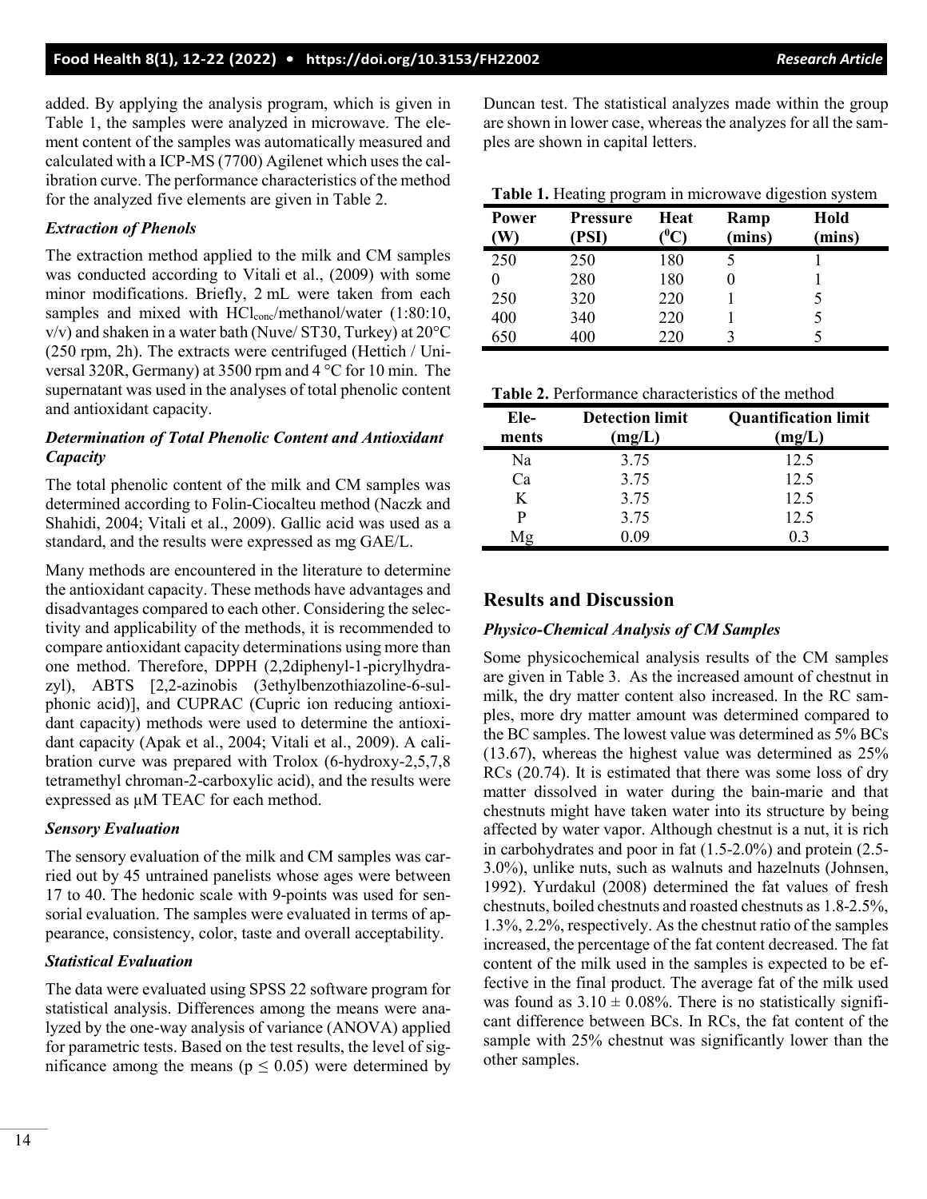added. By applying the analysis program, which is given in Table 1, the samples were analyzed in microwave. The element content of the samples was automatically measured and calculated with a ICP-MS (7700) Agilenet which uses the calibration curve. The performance characteristics of the method for the analyzed five elements are given in Table 2.

### *Extraction of Phenols*

The extraction method applied to the milk and CM samples was conducted according to Vitali et al., (2009) with some minor modifications. Briefly, 2 mL were taken from each samples and mixed with $HCl_{conc}$/methanol/water (1:80:10, v/v) and shaken in a water bath (Nuve/ ST30, Turkey) at 20°C (250 rpm, 2h). The extracts were centrifuged (Hettich / Universal 320R, Germany) at 3500 rpm and 4 °C for 10 min. The supernatant was used in the analyses of total phenolic content and antioxidant capacity.

### *Determination of Total Phenolic Content and Antioxidant Capacity*

The total phenolic content of the milk and CM samples was determined according to Folin-Ciocalteu method (Naczk and Shahidi, 2004; Vitali et al., 2009). Gallic acid was used as a standard, and the results were expressed as mg GAE/L.

Many methods are encountered in the literature to determine the antioxidant capacity. These methods have advantages and disadvantages compared to each other. Considering the selectivity and applicability of the methods, it is recommended to compare antioxidant capacity determinations using more than one method. Therefore, DPPH (2,2diphenyl-1-picrylhydrazyl), ABTS [2,2-azinobis (3ethylbenzothiazoline-6-sulphonic acid)], and CUPRAC (Cupric ion reducing antioxidant capacity) methods were used to determine the antioxidant capacity (Apak et al., 2004; Vitali et al., 2009). A calibration curve was prepared with Trolox (6-hydroxy-2,5,7,8 tetramethyl chroman-2-carboxylic acid), and the results were expressed as µM TEAC for each method.

### *Sensory Evaluation*

The sensory evaluation of the milk and CM samples was carried out by 45 untrained panelists whose ages were between 17 to 40. The hedonic scale with 9-points was used for sensorial evaluation. The samples were evaluated in terms of appearance, consistency, color, taste and overall acceptability.

### *Statistical Evaluation*

The data were evaluated using SPSS 22 software program for statistical analysis. Differences among the means were analyzed by the one-way analysis of variance (ANOVA) applied for parametric tests. Based on the test results, the level of significance among the means ($p \leq 0.05$) were determined by Duncan test. The statistical analyzes made within the group are shown in lower case, whereas the analyzes for all the samples are shown in capital letters.

**Table 1.** Heating program in microwave digestion system

| Power (W) | Pressure (PSI) | Heat ($^0$C) | Ramp (mins) | Hold (mins) |
|---|---|---|---|---|
| 250 | 250 | 180 | 5 | 1 |
| 0 | 280 | 180 | 0 | 1 |
| 250 | 320 | 220 | 1 | 5 |
| 400 | 340 | 220 | 1 | 5 |
| 650 | 400 | 220 | 3 | 5 |

**Table 2.** Performance characteristics of the method

| Elements | Detection limit (mg/L) | Quantification limit (mg/L) |
|---|---|---|
| Na | 3.75 | 12.5 |
| Ca | 3.75 | 12.5 |
| K | 3.75 | 12.5 |
| P | 3.75 | 12.5 |
| Mg | 0.09 | 0.3 |

## Results and Discussion

### *Physico-Chemical Analysis of CM Samples*

Some physicochemical analysis results of the CM samples are given in Table 3. As the increased amount of chestnut in milk, the dry matter content also increased. In the RC samples, more dry matter amount was determined compared to the BC samples. The lowest value was determined as 5% BCs (13.67), whereas the highest value was determined as 25% RCs (20.74). It is estimated that there was some loss of dry matter dissolved in water during the bain-marie and that chestnuts might have taken water into its structure by being affected by water vapor. Although chestnut is a nut, it is rich in carbohydrates and poor in fat (1.5-2.0%) and protein (2.5-3.0%), unlike nuts, such as walnuts and hazelnuts (Johnsen, 1992). Yurdakul (2008) determined the fat values of fresh chestnuts, boiled chestnuts and roasted chestnuts as 1.8-2.5%, 1.3%, 2.2%, respectively. As the chestnut ratio of the samples increased, the percentage of the fat content decreased. The fat content of the milk used in the samples is expected to be effective in the final product. The average fat of the milk used was found as $3.10 \pm 0.08\%$. There is no statistically significant difference between BCs. In RCs, the fat content of the sample with 25% chestnut was significantly lower than the other samples.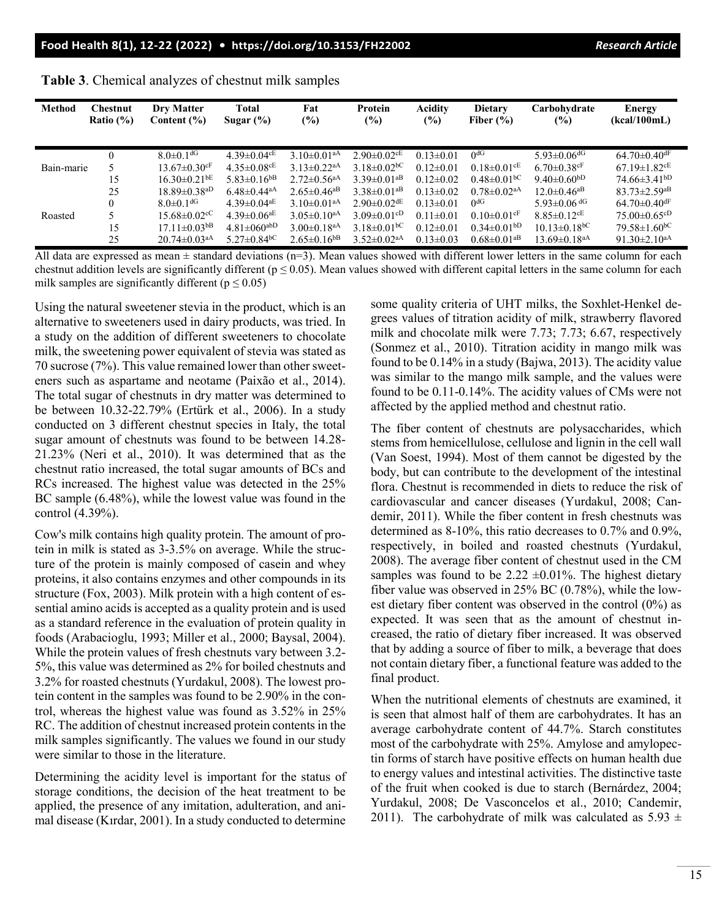**Table 3**. Chemical analyzes of chestnut milk samples

| Method | Chestnut Ratio (%) | Dry Matter Content (%) | Total Sugar (%) | Fat (%) | Protein (%) | Acidity (%) | Dietary Fiber (%) | Carbohydrate (%) | Energy (kcal/100mL) |
|---|---|---|---|---|---|---|---|---|---|
| Bain-marie | 0 | 8.0±0.1$^{dG}$ | 4.39±0.04$^{cE}$ | 3.10±0.01$^{aA}$ | 2.90±0.02$^{cE}$ | 0.13±0.01 | 0$^{dG}$ | 5.93±0.06$^{dG}$ | 64.70±0.40$^{dF}$ |
| | 5 | 13.67±0.30$^{cF}$ | 4.35±0.08$^{cE}$ | 3.13±0.22$^{aA}$ | 3.18±0.02$^{bC}$ | 0.12±0.01 | 0.18±0.01$^{cE}$ | 6.70±0.38$^{cF}$ | 67.19±1.82$^{cE}$ |
| | 15 | 16.30±0.21$^{bE}$ | 5.83±0.16$^{bB}$ | 2.72±0.56$^{aA}$ | 3.39±0.01$^{aB}$ | 0.12±0.02 | 0.48±0.01$^{bC}$ | 9.40±0.60$^{bD}$ | 74.66±3.41$^{bD}$ |
| | 25 | 18.89±0.38$^{aD}$ | 6.48±0.44$^{aA}$ | 2.65±0.46$^{aB}$ | 3.38±0.01$^{aB}$ | 0.13±0.02 | 0.78±0.02$^{aA}$ | 12.0±0.46$^{aB}$ | 83.73±2.59$^{aB}$ |
| Roasted | 0 | 8.0±0.1$^{dG}$ | 4.39±0.04$^{aE}$ | 3.10±0.01$^{aA}$ | 2.90±0.02$^{dE}$ | 0.13±0.01 | 0$^{dG}$ | 5.93±0.06$^{dG}$ | 64.70±0.40$^{dF}$ |
| | 5 | 15.68±0.02$^{cC}$ | 4.39±0.06$^{aE}$ | 3.05±0.10$^{aA}$ | 3.09±0.01$^{cD}$ | 0.11±0.01 | 0.10±0.01$^{cF}$ | 8.85±0.12$^{cE}$ | 75.00±0.65$^{cD}$ |
| | 15 | 17.11±0.03$^{bB}$ | 4.81±060$^{abD}$ | 3.00±0.18$^{aA}$ | 3.18±0.01$^{bC}$ | 0.12±0.01 | 0.34±0.01$^{bD}$ | 10.13±0.18$^{bC}$ | 79.58±1.60$^{bC}$ |
| | 25 | 20.74±0.03$^{aA}$ | 5.27±0.84$^{bC}$ | 2.65±0.16$^{bB}$ | 3.52±0.02$^{aA}$ | 0.13±0.03 | 0.68±0.01$^{aB}$ | 13.69±0.18$^{aA}$ | 91.30±2.10$^{aA}$ |

All data are expressed as mean ± standard deviations (n=3). Mean values showed with different lower letters in the same column for each chestnut addition levels are significantly different ($p \leq 0.05$). Mean values showed with different capital letters in the same column for each milk samples are significantly different ($p \leq 0.05$)

Using the natural sweetener stevia in the product, which is an alternative to sweeteners used in dairy products, was tried. In a study on the addition of different sweeteners to chocolate milk, the sweetening power equivalent of stevia was stated as 70 sucrose (7%). This value remained lower than other sweeteners such as aspartame and neotame (Paixão et al., 2014). The total sugar of chestnuts in dry matter was determined to be between 10.32-22.79% (Ertürk et al., 2006). In a study conducted on 3 different chestnut species in Italy, the total sugar amount of chestnuts was found to be between 14.28-21.23% (Neri et al., 2010). It was determined that as the chestnut ratio increased, the total sugar amounts of BCs and RCs increased. The highest value was detected in the 25% BC sample (6.48%), while the lowest value was found in the control (4.39%).

Cow's milk contains high quality protein. The amount of protein in milk is stated as 3-3.5% on average. While the structure of the protein is mainly composed of casein and whey proteins, it also contains enzymes and other compounds in its structure (Fox, 2003). Milk protein with a high content of essential amino acids is accepted as a quality protein and is used as a standard reference in the evaluation of protein quality in foods (Arabacioglu, 1993; Miller et al., 2000; Baysal, 2004). While the protein values of fresh chestnuts vary between 3.2-5%, this value was determined as 2% for boiled chestnuts and 3.2% for roasted chestnuts (Yurdakul, 2008). The lowest protein content in the samples was found to be 2.90% in the control, whereas the highest value was found as 3.52% in 25% RC. The addition of chestnut increased protein contents in the milk samples significantly. The values we found in our study were similar to those in the literature.

Determining the acidity level is important for the status of storage conditions, the decision of the heat treatment to be applied, the presence of any imitation, adulteration, and animal disease (Kırdar, 2001). In a study conducted to determine some quality criteria of UHT milks, the Soxhlet-Henkel degrees values of titration acidity of milk, strawberry flavored milk and chocolate milk were 7.73; 7.73; 6.67, respectively (Sonmez et al., 2010). Titration acidity in mango milk was found to be 0.14% in a study (Bajwa, 2013). The acidity value was similar to the mango milk sample, and the values were found to be 0.11-0.14%. The acidity values of CMs were not affected by the applied method and chestnut ratio.

The fiber content of chestnuts are polysaccharides, which stems from hemicellulose, cellulose and lignin in the cell wall (Van Soest, 1994). Most of them cannot be digested by the body, but can contribute to the development of the intestinal flora. Chestnut is recommended in diets to reduce the risk of cardiovascular and cancer diseases (Yurdakul, 2008; Candemir, 2011). While the fiber content in fresh chestnuts was determined as 8-10%, this ratio decreases to 0.7% and 0.9%, respectively, in boiled and roasted chestnuts (Yurdakul, 2008). The average fiber content of chestnut used in the CM samples was found to be 2.22 ±0.01%. The highest dietary fiber value was observed in 25% BC (0.78%), while the lowest dietary fiber content was observed in the control (0%) as expected. It was seen that as the amount of chestnut increased, the ratio of dietary fiber increased. It was observed that by adding a source of fiber to milk, a beverage that does not contain dietary fiber, a functional feature was added to the final product.

When the nutritional elements of chestnuts are examined, it is seen that almost half of them are carbohydrates. It has an average carbohydrate content of 44.7%. Starch constitutes most of the carbohydrate with 25%. Amylose and amylopectin forms of starch have positive effects on human health due to energy values and intestinal activities. The distinctive taste of the fruit when cooked is due to starch (Bernárdez, 2004; Yurdakul, 2008; De Vasconcelos et al., 2010; Candemir, 2011). The carbohydrate of milk was calculated as 5.93 ±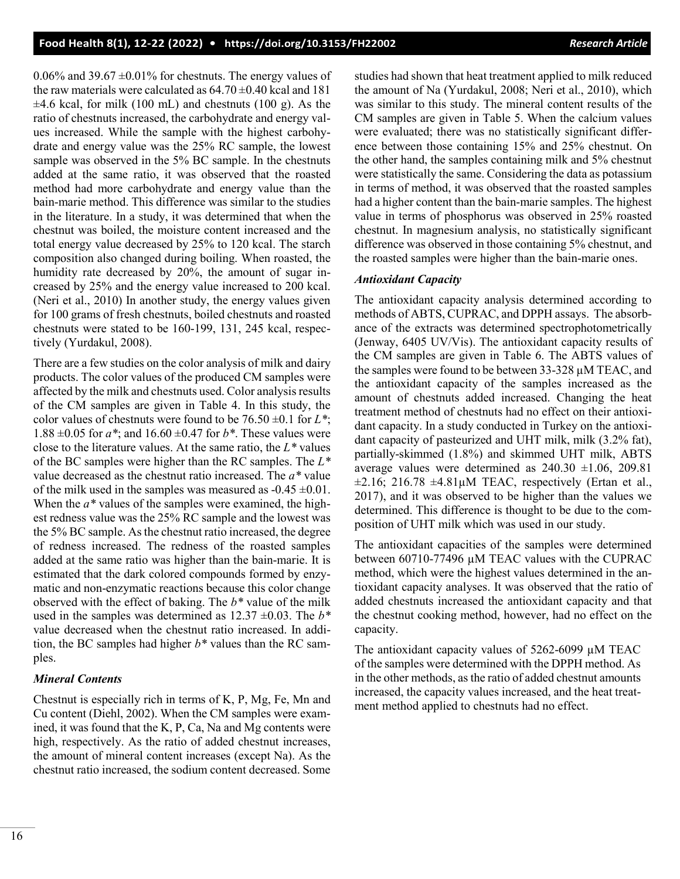0.06% and 39.67 ±0.01% for chestnuts. The energy values of the raw materials were calculated as 64.70 ±0.40 kcal and 181 ±4.6 kcal, for milk (100 mL) and chestnuts (100 g). As the ratio of chestnuts increased, the carbohydrate and energy values increased. While the sample with the highest carbohydrate and energy value was the 25% RC sample, the lowest sample was observed in the 5% BC sample. In the chestnuts added at the same ratio, it was observed that the roasted method had more carbohydrate and energy value than the bain-marie method. This difference was similar to the studies in the literature. In a study, it was determined that when the chestnut was boiled, the moisture content increased and the total energy value decreased by 25% to 120 kcal. The starch composition also changed during boiling. When roasted, the humidity rate decreased by 20%, the amount of sugar increased by 25% and the energy value increased to 200 kcal. (Neri et al., 2010) In another study, the energy values given for 100 grams of fresh chestnuts, boiled chestnuts and roasted chestnuts were stated to be 160-199, 131, 245 kcal, respectively (Yurdakul, 2008).

There are a few studies on the color analysis of milk and dairy products. The color values of the produced CM samples were affected by the milk and chestnuts used. Color analysis results of the CM samples are given in Table 4. In this study, the color values of chestnuts were found to be 76.50 ±0.1 for $L^*$; 1.88 ±0.05 for $a^*$; and 16.60 ±0.47 for $b^*$. These values were close to the literature values. At the same ratio, the $L^*$ values of the BC samples were higher than the RC samples. The $L^*$ value decreased as the chestnut ratio increased. The $a^*$ value of the milk used in the samples was measured as -0.45 ±0.01. When the $a^*$ values of the samples were examined, the highest redness value was the 25% RC sample and the lowest was the 5% BC sample. As the chestnut ratio increased, the degree of redness increased. The redness of the roasted samples added at the same ratio was higher than the bain-marie. It is estimated that the dark colored compounds formed by enzymatic and non-enzymatic reactions because this color change observed with the effect of baking. The $b^*$ value of the milk used in the samples was determined as 12.37 ±0.03. The $b^*$ value decreased when the chestnut ratio increased. In addition, the BC samples had higher $b^*$ values than the RC samples.

### *Mineral Contents*

Chestnut is especially rich in terms of K, P, Mg, Fe, Mn and Cu content (Diehl, 2002). When the CM samples were examined, it was found that the K, P, Ca, Na and Mg contents were high, respectively. As the ratio of added chestnut increases, the amount of mineral content increases (except Na). As the chestnut ratio increased, the sodium content decreased. Some studies had shown that heat treatment applied to milk reduced the amount of Na (Yurdakul, 2008; Neri et al., 2010), which was similar to this study. The mineral content results of the CM samples are given in Table 5. When the calcium values were evaluated; there was no statistically significant difference between those containing 15% and 25% chestnut. On the other hand, the samples containing milk and 5% chestnut were statistically the same. Considering the data as potassium in terms of method, it was observed that the roasted samples had a higher content than the bain-marie samples. The highest value in terms of phosphorus was observed in 25% roasted chestnut. In magnesium analysis, no statistically significant difference was observed in those containing 5% chestnut, and the roasted samples were higher than the bain-marie ones.

### *Antioxidant Capacity*

The antioxidant capacity analysis determined according to methods of ABTS, CUPRAC, and DPPH assays. The absorbance of the extracts was determined spectrophotometrically (Jenway, 6405 UV/Vis). The antioxidant capacity results of the CM samples are given in Table 6. The ABTS values of the samples were found to be between 33-328 μM TEAC, and the antioxidant capacity of the samples increased as the amount of chestnuts added increased. Changing the heat treatment method of chestnuts had no effect on their antioxidant capacity. In a study conducted in Turkey on the antioxidant capacity of pasteurized and UHT milk, milk (3.2% fat), partially-skimmed (1.8%) and skimmed UHT milk, ABTS average values were determined as 240.30 ±1.06, 209.81 ±2.16; 216.78 ±4.81μM TEAC, respectively (Ertan et al., 2017), and it was observed to be higher than the values we determined. This difference is thought to be due to the composition of UHT milk which was used in our study.

The antioxidant capacities of the samples were determined between 60710-77496 μM TEAC values with the CUPRAC method, which were the highest values determined in the antioxidant capacity analyses. It was observed that the ratio of added chestnuts increased the antioxidant capacity and that the chestnut cooking method, however, had no effect on the capacity.

The antioxidant capacity values of 5262-6099 μM TEAC of the samples were determined with the DPPH method. As in the other methods, as the ratio of added chestnut amounts increased, the capacity values increased, and the heat treatment method applied to chestnuts had no effect.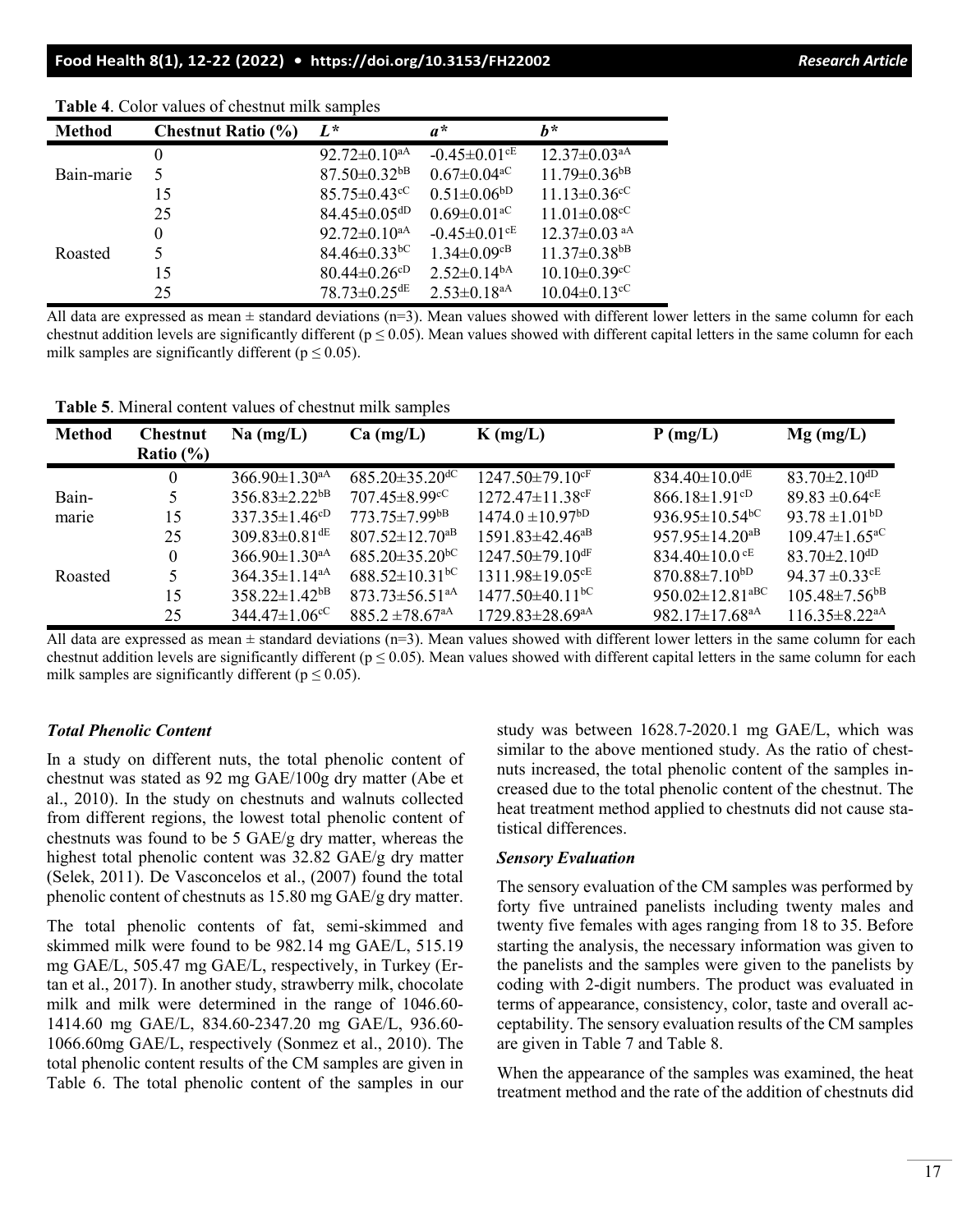**Table 4**. Color values of chestnut milk samples

| Method | Chestnut Ratio (%) | $L^*$ | $a^*$ | $b^*$ |
|---|---|---|---|---|
| Bain-marie | 0 | 92.72±0.10$^{aA}$ | -0.45±0.01$^{cE}$ | 12.37±0.03$^{aA}$ |
| | 5 | 87.50±0.32$^{bB}$ | 0.67±0.04$^{aC}$ | 11.79±0.36$^{bB}$ |
| | 15 | 85.75±0.43$^{cC}$ | 0.51±0.06$^{bD}$ | 11.13±0.36$^{cC}$ |
| | 25 | 84.45±0.05$^{dD}$ | 0.69±0.01$^{aC}$ | 11.01±0.08$^{cC}$ |
| Roasted | 0 | 92.72±0.10$^{aA}$ | -0.45±0.01$^{cE}$ | 12.37±0.03$^{aA}$ |
| | 5 | 84.46±0.33$^{bC}$ | 1.34±0.09$^{cB}$ | 11.37±0.38$^{bB}$ |
| | 15 | 80.44±0.26$^{cD}$ | 2.52±0.14$^{bA}$ | 10.10±0.39$^{cC}$ |
| | 25 | 78.73±0.25$^{dE}$ | 2.53±0.18$^{aA}$ | 10.04±0.13$^{cC}$ |

All data are expressed as mean ± standard deviations (n=3). Mean values showed with different lower letters in the same column for each chestnut addition levels are significantly different ($p \leq 0.05$). Mean values showed with different capital letters in the same column for each milk samples are significantly different ($p \leq 0.05$).

**Table 5**. Mineral content values of chestnut milk samples

| Method | Chestnut Ratio (%) | Na (mg/L) | Ca (mg/L) | K (mg/L) | P (mg/L) | Mg (mg/L) |
|---|---|---|---|---|---|---|
| Bain-marie | 0 | 366.90±1.30$^{aA}$ | 685.20±35.20$^{dC}$ | 1247.50±79.10$^{cF}$ | 834.40±10.0$^{dE}$ | 83.70±2.10$^{dD}$ |
| | 5 | 356.83±2.22$^{bB}$ | 707.45±8.99$^{cC}$ | 1272.47±11.38$^{cF}$ | 866.18±1.91$^{cD}$ | 89.83 ±0.64$^{cE}$ |
| | 15 | 337.35±1.46$^{cD}$ | 773.75±7.99$^{bB}$ | 1474.0 ±10.97$^{bD}$ | 936.95±10.54$^{bC}$ | 93.78 ±1.01$^{bD}$ |
| | 25 | 309.83±0.81$^{dE}$ | 807.52±12.70$^{aB}$ | 1591.83±42.46$^{aB}$ | 957.95±14.20$^{aB}$ | 109.47±1.65$^{aC}$ |
| Roasted | 0 | 366.90±1.30$^{aA}$ | 685.20±35.20$^{bC}$ | 1247.50±79.10$^{dF}$ | 834.40±10.0$^{cE}$ | 83.70±2.10$^{dD}$ |
| | 5 | 364.35±1.14$^{aA}$ | 688.52±10.31$^{bC}$ | 1311.98±19.05$^{cE}$ | 870.88±7.10$^{bD}$ | 94.37 ±0.33$^{cE}$ |
| | 15 | 358.22±1.42$^{bB}$ | 873.73±56.51$^{aA}$ | 1477.50±40.11$^{bC}$ | 950.02±12.81$^{aBC}$ | 105.48±7.56$^{bB}$ |
| | 25 | 344.47±1.06$^{cC}$ | 885.2 ±78.67$^{aA}$ | 1729.83±28.69$^{aA}$ | 982.17±17.68$^{aA}$ | 116.35±8.22$^{aA}$ |

All data are expressed as mean ± standard deviations (n=3). Mean values showed with different lower letters in the same column for each chestnut addition levels are significantly different ($p \leq 0.05$). Mean values showed with different capital letters in the same column for each milk samples are significantly different ($p \leq 0.05$).

### *Total Phenolic Content*

In a study on different nuts, the total phenolic content of chestnut was stated as 92 mg GAE/100g dry matter (Abe et al., 2010). In the study on chestnuts and walnuts collected from different regions, the lowest total phenolic content of chestnuts was found to be 5 GAE/g dry matter, whereas the highest total phenolic content was 32.82 GAE/g dry matter (Selek, 2011). De Vasconcelos et al., (2007) found the total phenolic content of chestnuts as 15.80 mg GAE/g dry matter.

The total phenolic contents of fat, semi-skimmed and skimmed milk were found to be 982.14 mg GAE/L, 515.19 mg GAE/L, 505.47 mg GAE/L, respectively, in Turkey (Ertan et al., 2017). In another study, strawberry milk, chocolate milk and milk were determined in the range of 1046.60-1414.60 mg GAE/L, 834.60-2347.20 mg GAE/L, 936.60-1066.60mg GAE/L, respectively (Sonmez et al., 2010). The total phenolic content results of the CM samples are given in Table 6. The total phenolic content of the samples in our study was between 1628.7-2020.1 mg GAE/L, which was similar to the above mentioned study. As the ratio of chestnuts increased, the total phenolic content of the samples increased due to the total phenolic content of the chestnut. The heat treatment method applied to chestnuts did not cause statistical differences.

### *Sensory Evaluation*

The sensory evaluation of the CM samples was performed by forty five untrained panelists including twenty males and twenty five females with ages ranging from 18 to 35. Before starting the analysis, the necessary information was given to the panelists and the samples were given to the panelists by coding with 2-digit numbers. The product was evaluated in terms of appearance, consistency, color, taste and overall acceptability. The sensory evaluation results of the CM samples are given in Table 7 and Table 8.

When the appearance of the samples was examined, the heat treatment method and the rate of the addition of chestnuts did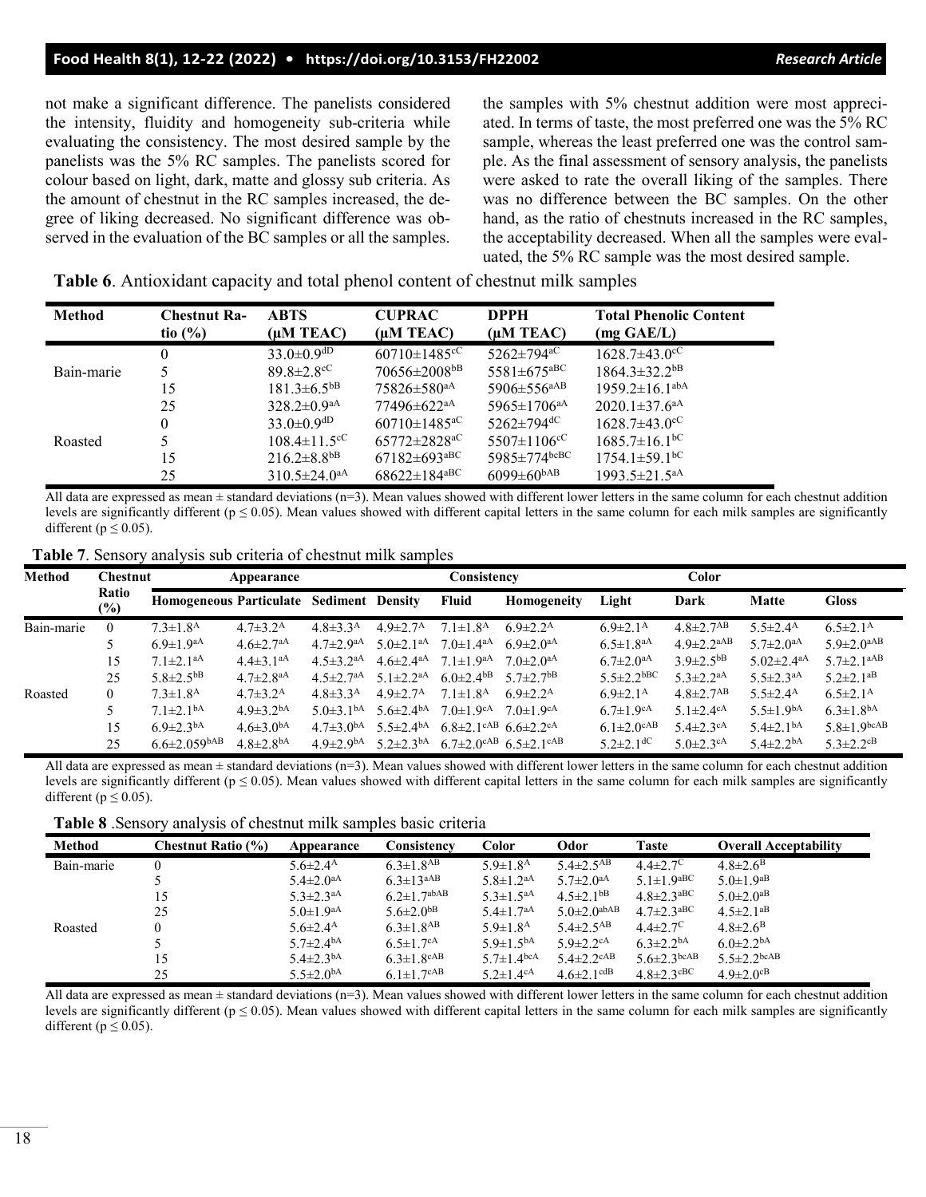not make a significant difference. The panelists considered the intensity, fluidity and homogeneity sub-criteria while evaluating the consistency. The most desired sample by the panelists was the 5% RC samples. The panelists scored for colour based on light, dark, matte and glossy sub criteria. As the amount of chestnut in the RC samples increased, the degree of liking decreased. No significant difference was observed in the evaluation of the BC samples or all the samples. the samples with 5% chestnut addition were most appreciated. In terms of taste, the most preferred one was the 5% RC sample, whereas the least preferred one was the control sample. As the final assessment of sensory analysis, the panelists were asked to rate the overall liking of the samples. There was no difference between the BC samples. On the other hand, as the ratio of chestnuts increased in the RC samples, the acceptability decreased. When all the samples were evaluated, the 5% RC sample was the most desired sample.

**Table 6**. Antioxidant capacity and total phenol content of chestnut milk samples

| Method | Chestnut Ratio (%) | ABTS (μM TEAC) | CUPRAC (μM TEAC) | DPPH (μM TEAC) | Total Phenolic Content (mg GAE/L) |
|---|---|---|---|---|---|
| Bain-marie | 0 | 33.0±0.9$^{dD}$ | 60710±1485$^{cC}$ | 5262±794$^{aC}$ | 1628.7±43.0$^{cC}$ |
| | 5 | 89.8±2.8$^{cC}$ | 70656±2008$^{bB}$ | 5581±675$^{aBC}$ | 1864.3±32.2$^{bB}$ |
| | 15 | 181.3±6.5$^{bB}$ | 75826±580$^{aA}$ | 5906±556$^{aAB}$ | 1959.2±16.1$^{abA}$ |
| | 25 | 328.2±0.9$^{aA}$ | 77496±622$^{aA}$ | 5965±1706$^{aA}$ | 2020.1±37.6$^{aA}$ |
| Roasted | 0 | 33.0±0.9$^{dD}$ | 60710±1485$^{cC}$ | 5262±794$^{dC}$ | 1628.7±43.0$^{cC}$ |
| | 5 | 108.4±11.5$^{cC}$ | 65772±2828$^{aC}$ | 5507±1106$^{cC}$ | 1685.7±16.1$^{bC}$ |
| | 15 | 216.2±8.8$^{bB}$ | 67182±693$^{aBC}$ | 5985±774$^{bcBC}$ | 1754.1±59.1$^{bC}$ |
| | 25 | 310.5±24.0$^{aA}$ | 68622±184$^{aBC}$ | 6099±60$^{bAB}$ | 1993.5±21.5$^{aA}$ |

All data are expressed as mean ± standard deviations (n=3). Mean values showed with different lower letters in the same column for each chestnut addition levels are significantly different ($p \leq 0.05$). Mean values showed with different capital letters in the same column for each milk samples are significantly different ($p \leq 0.05$).

**Table 7**. Sensory analysis sub criteria of chestnut milk samples

| Method | Chestnut Ratio (%) | Appearance | | | Consistency | | | Color | | | |
|---|---|---|---|---|---|---|---|---|---|---|---|
| | | Homogeneous | Particulate | Sediment | Density | Fluid | Homogeneity | Light | Dark | Matte | Gloss |
| Bain-marie | 0 | 7.3±1.8$^{A}$ | 4.7±3.2$^{A}$ | 4.8±3.3$^{A}$ | 4.9±2.7$^{A}$ | 7.1±1.8$^{A}$ | 6.9±2.2$^{A}$ | 6.9±2.1$^{A}$ | 4.8±2.7$^{AB}$ | 5.5±2.4$^{A}$ | 6.5±2.1$^{A}$ |
| | 5 | 6.9±1.9$^{aA}$ | 4.6±2.7$^{aA}$ | 4.7±2.9$^{aA}$ | 5.0±2.1$^{aA}$ | 7.0±1.4$^{aA}$ | 6.9±2.0$^{aA}$ | 6.5±1.8$^{aA}$ | 4.9±2.2$^{aAB}$ | 5.7±2.0$^{aA}$ | 5.9±2.0$^{aAB}$ |
| | 15 | 7.1±2.1$^{aA}$ | 4.4±3.1$^{aA}$ | 4.5±3.2$^{aA}$ | 4.6±2.4$^{aA}$ | 7.1±1.9$^{aA}$ | 7.0±2.0$^{aA}$ | 6.7±2.0$^{aA}$ | 3.9±2.5$^{bB}$ | 5.02±2.4$^{aA}$ | 5.7±2.1$^{aAB}$ |
| | 25 | 5.8±2.5$^{bB}$ | 4.7±2.8$^{aA}$ | 4.5±2.7$^{aA}$ | 5.1±2.2$^{aA}$ | 6.0±2.4$^{bB}$ | 5.7±2.7$^{bB}$ | 5.5±2.2$^{bBC}$ | 5.3±2.2$^{aA}$ | 5.5±2.3$^{aA}$ | 5.2±2.1$^{aB}$ |
| Roasted | 0 | 7.3±1.8$^{A}$ | 4.7±3.2$^{A}$ | 4.8±3.3$^{A}$ | 4.9±2.7$^{A}$ | 7.1±1.8$^{A}$ | 6.9±2.2$^{A}$ | 6.9±2.1$^{A}$ | 4.8±2.7$^{AB}$ | 5.5±2.4$^{A}$ | 6.5±2.1$^{A}$ |
| | 5 | 7.1±2.1$^{bA}$ | 4.9±3.2$^{bA}$ | 5.0±3.1$^{bA}$ | 5.6±2.4$^{bA}$ | 7.0±1.9$^{cA}$ | 7.0±1.9$^{cA}$ | 6.7±1.9$^{cA}$ | 5.1±2.4$^{cA}$ | 5.5±1.9$^{bA}$ | 6.3±1.8$^{bA}$ |
| | 15 | 6.9±2.3$^{bA}$ | 4.6±3.0$^{bA}$ | 4.7±3.0$^{bA}$ | 5.5±2.4$^{bA}$ | 6.8±2.1$^{cAB}$ | 6.6±2.2$^{cA}$ | 6.1±2.0$^{cAB}$ | 5.4±2.3$^{cA}$ | 5.4±2.1$^{bA}$ | 5.8±1.9$^{bcAB}$ |
| | 25 | 6.6±2.059$^{bAB}$ | 4.8±2.8$^{bA}$ | 4.9±2.9$^{bA}$ | 5.2±2.3$^{bA}$ | 6.7±2.0$^{cAB}$ | 6.5±2.1$^{cAB}$ | 5.2±2.1$^{dC}$ | 5.0±2.3$^{cA}$ | 5.4±2.2$^{bA}$ | 5.3±2.2$^{cB}$ |

All data are expressed as mean ± standard deviations (n=3). Mean values showed with different lower letters in the same column for each chestnut addition levels are significantly different ($p \leq 0.05$). Mean values showed with different capital letters in the same column for each milk samples are significantly different ($p \leq 0.05$).

**Table 8** .Sensory analysis of chestnut milk samples basic criteria

| Method | Chestnut Ratio (%) | Appearance | Consistency | Color | Odor | Taste | Overall Acceptability |
|---|---|---|---|---|---|---|---|
| Bain-marie | 0 | 5.6±2.4$^{A}$ | 6.3±1.8$^{AB}$ | 5.9±1.8$^{A}$ | 5.4±2.5$^{AB}$ | 4.4±2.7$^{C}$ | 4.8±2.6$^{B}$ |
| | 5 | 5.4±2.0$^{aA}$ | 6.3±13$^{aAB}$ | 5.8±1.2$^{aA}$ | 5.7±2.0$^{aA}$ | 5.1±1.9$^{aBC}$ | 5.0±1.9$^{aB}$ |
| | 15 | 5.3±2.3$^{aA}$ | 6.2±1.7$^{abAB}$ | 5.3±1.5$^{aA}$ | 4.5±2.1$^{bB}$ | 4.8±2.3$^{aBC}$ | 5.0±2.0$^{aB}$ |
| | 25 | 5.0±1.9$^{aA}$ | 5.6±2.0$^{bB}$ | 5.4±1.7$^{aA}$ | 5.0±2.0$^{abAB}$ | 4.7±2.3$^{aBC}$ | 4.5±2.1$^{aB}$ |
| Roasted | 0 | 5.6±2.4$^{A}$ | 6.3±1.8$^{AB}$ | 5.9±1.8$^{A}$ | 5.4±2.5$^{AB}$ | 4.4±2.7$^{C}$ | 4.8±2.6$^{B}$ |
| | 5 | 5.7±2.4$^{bA}$ | 6.5±1.7$^{cA}$ | 5.9±1.5$^{bA}$ | 5.9±2.2$^{cA}$ | 6.3±2.2$^{bA}$ | 6.0±2.2$^{bA}$ |
| | 15 | 5.4±2.3$^{bA}$ | 6.3±1.8$^{cAB}$ | 5.7±1.4$^{bcA}$ | 5.4±2.2$^{cAB}$ | 5.6±2.3$^{bcAB}$ | 5.5±2.2$^{bcAB}$ |
| | 25 | 5.5±2.0$^{bA}$ | 6.1±1.7$^{cAB}$ | 5.2±1.4$^{cA}$ | 4.6±2.1$^{cdB}$ | 4.8±2.3$^{cBC}$ | 4.9±2.0$^{cB}$ |

All data are expressed as mean ± standard deviations (n=3). Mean values showed with different lower letters in the same column for each chestnut addition levels are significantly different ($p \leq 0.05$). Mean values showed with different capital letters in the same column for each milk samples are significantly different ($p \leq 0.05$).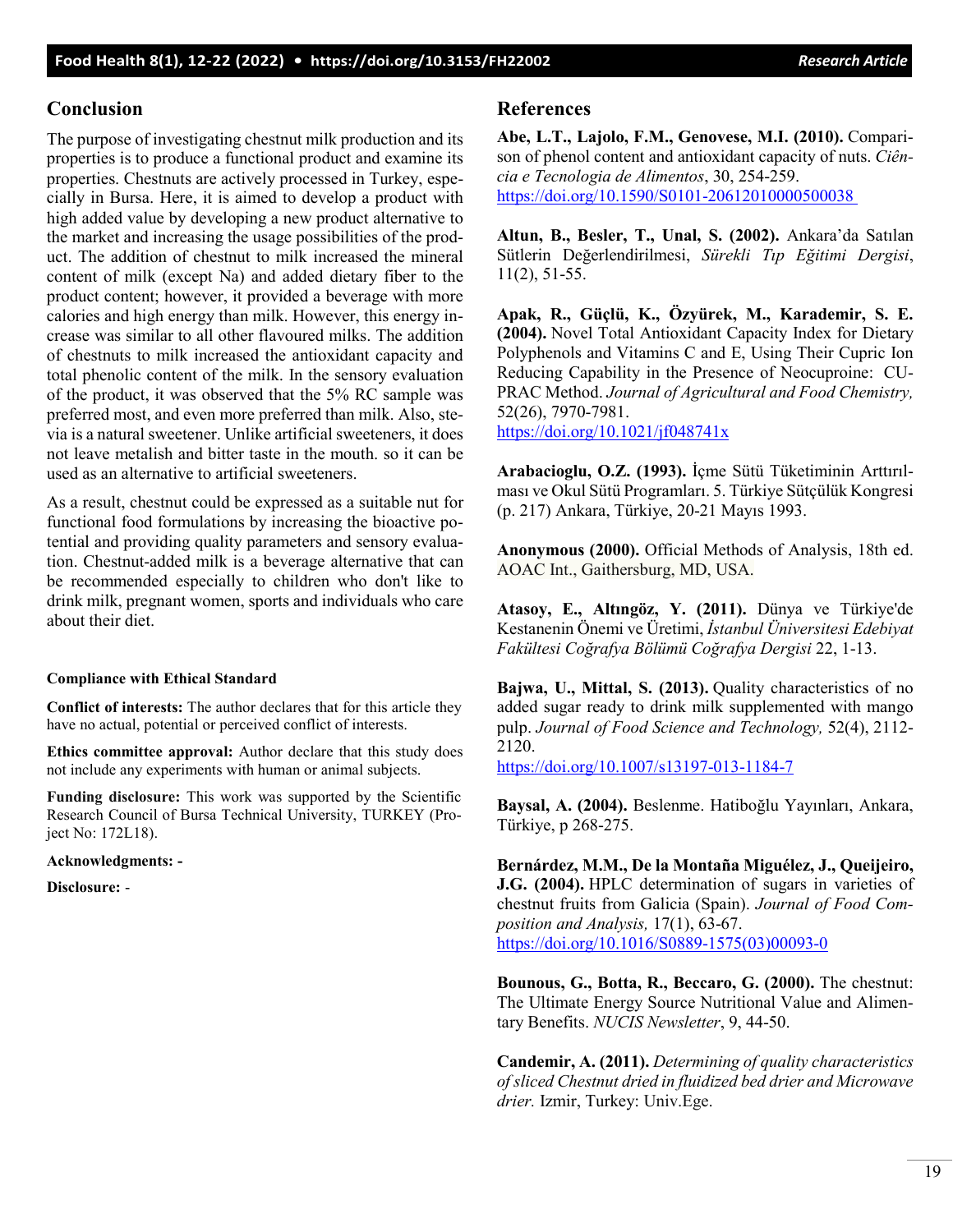## Conclusion

The purpose of investigating chestnut milk production and its properties is to produce a functional product and examine its properties. Chestnuts are actively processed in Turkey, especially in Bursa. Here, it is aimed to develop a product with high added value by developing a new product alternative to the market and increasing the usage possibilities of the product. The addition of chestnut to milk increased the mineral content of milk (except Na) and added dietary fiber to the product content; however, it provided a beverage with more calories and high energy than milk. However, this energy increase was similar to all other flavoured milks. The addition of chestnuts to milk increased the antioxidant capacity and total phenolic content of the milk. In the sensory evaluation of the product, it was observed that the 5% RC sample was preferred most, and even more preferred than milk. Also, stevia is a natural sweetener. Unlike artificial sweeteners, it does not leave metalish and bitter taste in the mouth. so it can be used as an alternative to artificial sweeteners.

As a result, chestnut could be expressed as a suitable nut for functional food formulations by increasing the bioactive potential and providing quality parameters and sensory evaluation. Chestnut-added milk is a beverage alternative that can be recommended especially to children who don't like to drink milk, pregnant women, sports and individuals who care about their diet.

#### Compliance with Ethical Standard

**Conflict of interests:** The author declares that for this article they have no actual, potential or perceived conflict of interests.

**Ethics committee approval:** Author declare that this study does not include any experiments with human or animal subjects.

**Funding disclosure:** This work was supported by the Scientific Research Council of Bursa Technical University, TURKEY (Project No: 172L18).

**Acknowledgments:** -

**Disclosure:** -

## References

**Abe, L.T., Lajolo, F.M., Genovese, M.I. (2010).** Comparison of phenol content and antioxidant capacity of nuts. *Ciência e Tecnologia de Alimentos*, 30, 254-259. https://doi.org/10.1590/S0101-20612010000500038

**Altun, B., Besler, T., Unal, S. (2002).** Ankara'da Satılan Sütlerin Değerlendirilmesi, *Sürekli Tıp Eğitimi Dergisi*, 11(2), 51-55.

**Apak, R., Güçlü, K., Özyürek, M., Karademir, S. E. (2004).** Novel Total Antioxidant Capacity Index for Dietary Polyphenols and Vitamins C and E, Using Their Cupric Ion Reducing Capability in the Presence of Neocuproine: CUPRAC Method. *Journal of Agricultural and Food Chemistry,* 52(26), 7970-7981. https://doi.org/10.1021/jf048741x

**Arabacioglu, O.Z. (1993).** İçme Sütü Tüketiminin Arttırılması ve Okul Sütü Programları. 5. Türkiye Sütçülük Kongresi (p. 217) Ankara, Türkiye, 20-21 Mayıs 1993.

**Anonymous (2000).** Official Methods of Analysis, 18th ed. AOAC Int., Gaithersburg, MD, USA.

**Atasoy, E., Altıngöz, Y. (2011).** Dünya ve Türkiye'de Kestanenin Önemi ve Üretimi, *İstanbul Üniversitesi Edebiyat Fakültesi Coğrafya Bölümü Coğrafya Dergisi* 22, 1-13.

**Bajwa, U., Mittal, S. (2013).** Quality characteristics of no added sugar ready to drink milk supplemented with mango pulp. *Journal of Food Science and Technology,* 52(4), 2112-2120. https://doi.org/10.1007/s13197-013-1184-7

**Baysal, A. (2004).** Beslenme. Hatiboğlu Yayınları, Ankara, Türkiye, p 268-275.

**Bernárdez, M.M., De la Montaña Miguélez, J., Queijeiro, J.G. (2004).** HPLC determination of sugars in varieties of chestnut fruits from Galicia (Spain). *Journal of Food Composition and Analysis,* 17(1), 63-67. https://doi.org/10.1016/S0889-1575(03)00093-0

**Bounous, G., Botta, R., Beccaro, G. (2000).** The chestnut: The Ultimate Energy Source Nutritional Value and Alimentary Benefits. *NUCIS Newsletter*, 9, 44-50.

**Candemir, A. (2011).** *Determining of quality characteristics of sliced Chestnut dried in fluidized bed drier and Microwave drier.* Izmir, Turkey: Univ.Ege.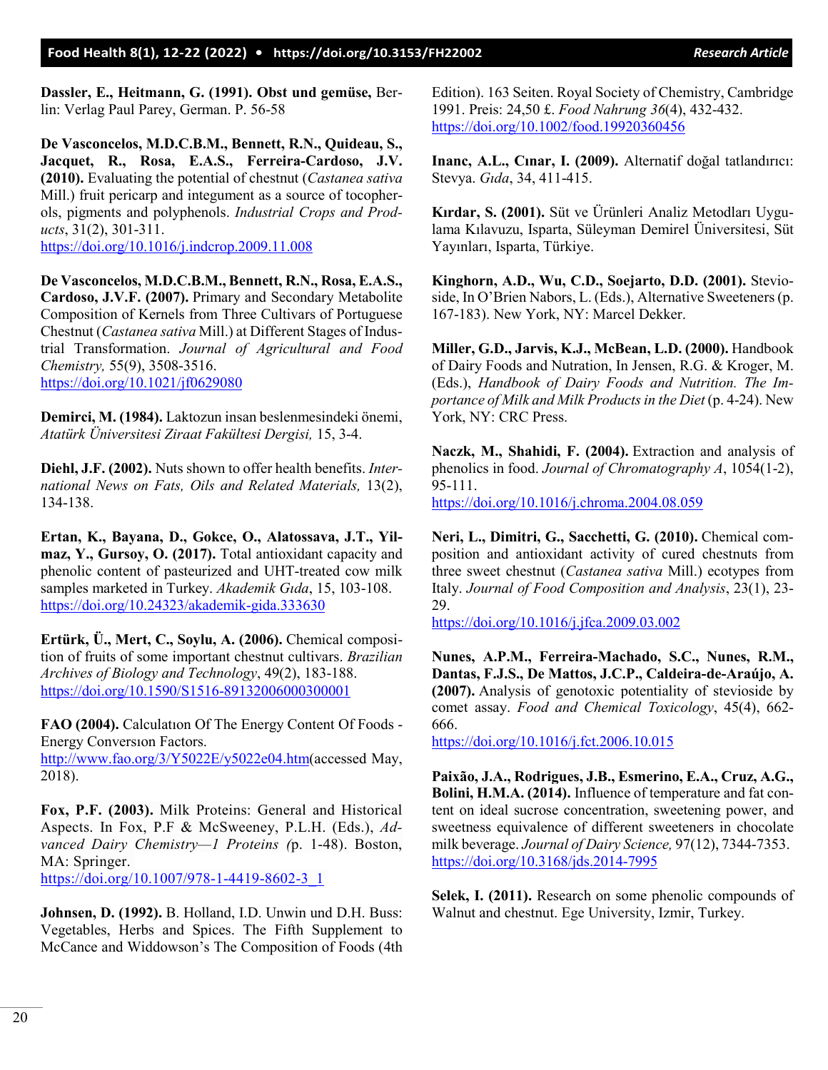**Dassler, E., Heitmann, G. (1991). Obst und gemüse,** Berlin: Verlag Paul Parey, German. P. 56-58

**De Vasconcelos, M.D.C.B.M., Bennett, R.N., Quideau, S., Jacquet, R., Rosa, E.A.S., Ferreira-Cardoso, J.V. (2010).** Evaluating the potential of chestnut (*Castanea sativa* Mill.) fruit pericarp and integument as a source of tocopherols, pigments and polyphenols. *Industrial Crops and Products*, 31(2), 301-311.
https://doi.org/10.1016/j.indcrop.2009.11.008

**De Vasconcelos, M.D.C.B.M., Bennett, R.N., Rosa, E.A.S., Cardoso, J.V.F. (2007).** Primary and Secondary Metabolite Composition of Kernels from Three Cultivars of Portuguese Chestnut (*Castanea sativa* Mill.) at Different Stages of Industrial Transformation. *Journal of Agricultural and Food Chemistry,* 55(9), 3508-3516.
https://doi.org/10.1021/jf0629080

**Demirci, M. (1984).** Laktozun insan beslenmesindeki önemi, *Atatürk Üniversitesi Ziraat Fakültesi Dergisi,* 15, 3-4.

**Diehl, J.F. (2002).** Nuts shown to offer health benefits. *International News on Fats, Oils and Related Materials,* 13(2), 134-138.

**Ertan, K., Bayana, D., Gokce, O., Alatossava, J.T., Yilmaz, Y., Gursoy, O. (2017).** Total antioxidant capacity and phenolic content of pasteurized and UHT-treated cow milk samples marketed in Turkey. *Akademik Gıda*, 15, 103-108.
https://doi.org/10.24323/akademik-gida.333630

**Ertürk, Ü., Mert, C., Soylu, A. (2006).** Chemical composition of fruits of some important chestnut cultivars. *Brazilian Archives of Biology and Technology*, 49(2), 183-188.
https://doi.org/10.1590/S1516-89132006000300001

**FAO (2004).** Calculatıon Of The Energy Content Of Foods - Energy Conversıon Factors.
http://www.fao.org/3/Y5022E/y5022e04.htm(accessed May, 2018).

**Fox, P.F. (2003).** Milk Proteins: General and Historical Aspects. In Fox, P.F & McSweeney, P.L.H. (Eds.), *Advanced Dairy Chemistry—1 Proteins (*p. 1-48). Boston, MA: Springer.
https://doi.org/10.1007/978-1-4419-8602-3_1

**Johnsen, D. (1992).** B. Holland, I.D. Unwin und D.H. Buss: Vegetables, Herbs and Spices. The Fifth Supplement to McCance and Widdowson's The Composition of Foods (4th Edition). 163 Seiten. Royal Society of Chemistry, Cambridge 1991. Preis: 24,50 £. *Food Nahrung 36*(4), 432-432.
https://doi.org/10.1002/food.19920360456

**Inanc, A.L., Cınar, I. (2009).** Alternatif doğal tatlandırıcı: Stevya. *Gıda*, 34, 411-415.

**Kırdar, S. (2001).** Süt ve Ürünleri Analiz Metodları Uygulama Kılavuzu, Isparta, Süleyman Demirel Üniversitesi, Süt Yayınları, Isparta, Türkiye.

**Kinghorn, A.D., Wu, C.D., Soejarto, D.D. (2001).** Stevioside, In O'Brien Nabors, L. (Eds.), Alternative Sweeteners (p. 167-183). New York, NY: Marcel Dekker.

**Miller, G.D., Jarvis, K.J., McBean, L.D. (2000).** Handbook of Dairy Foods and Nutration, In Jensen, R.G. & Kroger, M. (Eds.), *Handbook of Dairy Foods and Nutrition. The Importance of Milk and Milk Products in the Diet* (p. 4-24). New York, NY: CRC Press.

**Naczk, M., Shahidi, F. (2004).** Extraction and analysis of phenolics in food. *Journal of Chromatography A*, 1054(1-2), 95-111.
https://doi.org/10.1016/j.chroma.2004.08.059

**Neri, L., Dimitri, G., Sacchetti, G. (2010).** Chemical composition and antioxidant activity of cured chestnuts from three sweet chestnut (*Castanea sativa* Mill.) ecotypes from Italy. *Journal of Food Composition and Analysis*, 23(1), 23-29.
https://doi.org/10.1016/j.jfca.2009.03.002

**Nunes, A.P.M., Ferreira-Machado, S.C., Nunes, R.M., Dantas, F.J.S., De Mattos, J.C.P., Caldeira-de-Araújo, A. (2007).** Analysis of genotoxic potentiality of stevioside by comet assay. *Food and Chemical Toxicology*, 45(4), 662-666.
https://doi.org/10.1016/j.fct.2006.10.015

**Paixão, J.A., Rodrigues, J.B., Esmerino, E.A., Cruz, A.G., Bolini, H.M.A. (2014).** Influence of temperature and fat content on ideal sucrose concentration, sweetening power, and sweetness equivalence of different sweeteners in chocolate milk beverage. *Journal of Dairy Science,* 97(12), 7344-7353.
https://doi.org/10.3168/jds.2014-7995

**Selek, I. (2011).** Research on some phenolic compounds of Walnut and chestnut. Ege University, Izmir, Turkey.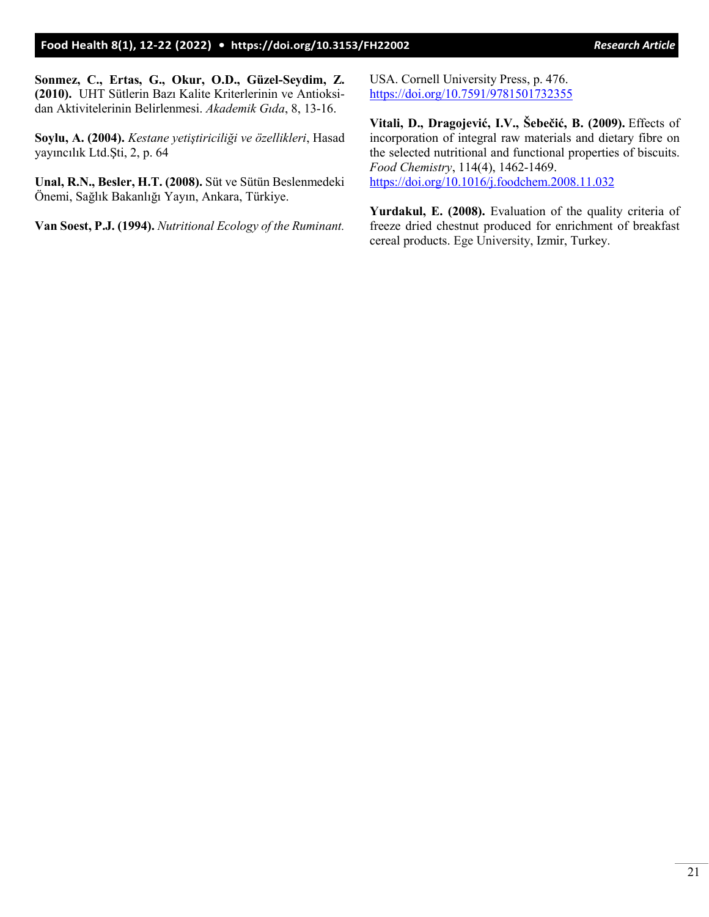**Sonmez, C., Ertas, G., Okur, O.D., Güzel-Seydim, Z. (2010).** UHT Sütlerin Bazı Kalite Kriterlerinin ve Antioksidan Aktivitelerinin Belirlenmesi. *Akademik Gıda*, 8, 13-16.

**Soylu, A. (2004).** *Kestane yetiştiriciliği ve özellikleri*, Hasad yayıncılık Ltd.Şti, 2, p. 64

**Unal, R.N., Besler, H.T. (2008).** Süt ve Sütün Beslenmedeki Önemi, Sağlık Bakanlığı Yayın, Ankara, Türkiye.

**Van Soest, P.J. (1994).** *Nutritional Ecology of the Ruminant.* USA. Cornell University Press, p. 476. https://doi.org/10.7591/9781501732355

**Vitali, D., Dragojević, I.V., Šebečić, B. (2009).** Effects of incorporation of integral raw materials and dietary fibre on the selected nutritional and functional properties of biscuits. *Food Chemistry*, 114(4), 1462-1469. https://doi.org/10.1016/j.foodchem.2008.11.032

**Yurdakul, E. (2008).** Evaluation of the quality criteria of freeze dried chestnut produced for enrichment of breakfast cereal products. Ege University, Izmir, Turkey.